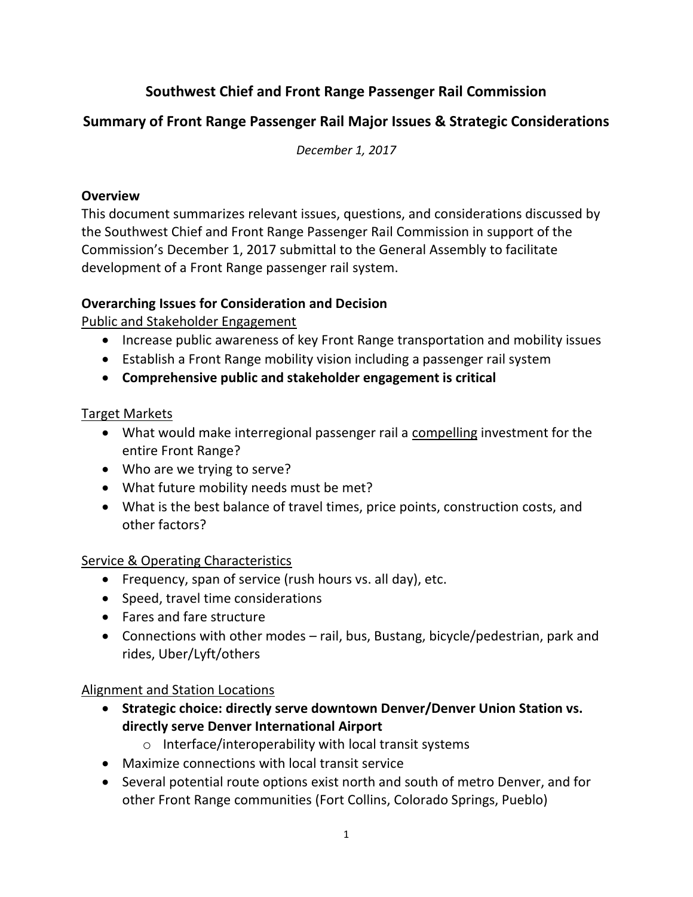# Southwest Chief and Front Range Passenger Rail Commission

## Summary of Front Range Passenger Rail Major Issues & Strategic Considerations

*December 1, 2017*

### Overview

This document summarizes relevant issues, questions, and considerations discussed by the Southwest Chief and Front Range Passenger Rail Commission in support of the Commission's December 1, 2017 submittal to the General Assembly to facilitate development of a Front Range passenger rail system.

### Overarching Issues for Consideration and Decision

<u>Public and Stakeholder Engagement</u>

- Increase public awareness of key Front Range transportation and mobility issues
- Establish a Front Range mobility vision including a passenger rail system
- **Comprehensive public and stakeholder engagement is critical**

<u>Target Markets</u>

- What would make interregional passenger rail a <u>compelling</u> investment for the entire Front Range?
- Who are we trying to serve?
- What future mobility needs must be met?
- What is the best balance of travel times, price points, construction costs, and other factors?

<u>Service & Operating Characteristics</u>

- Frequency, span of service (rush hours vs. all day), etc.
- Speed, travel time considerations
- Fares and fare structure
- Connections with other modes – rail, bus, Bustang, bicycle/pedestrian, park and rides, Uber/Lyft/others

<u>Alignment and Station Locations</u>

- **Strategic choice: directly serve downtown Denver/Denver Union Station vs. directly serve Denver International Airport**
    - Interface/interoperability with local transit systems
- Maximize connections with local transit service
- Several potential route options exist north and south of metro Denver, and for other Front Range communities (Fort Collins, Colorado Springs, Pueblo)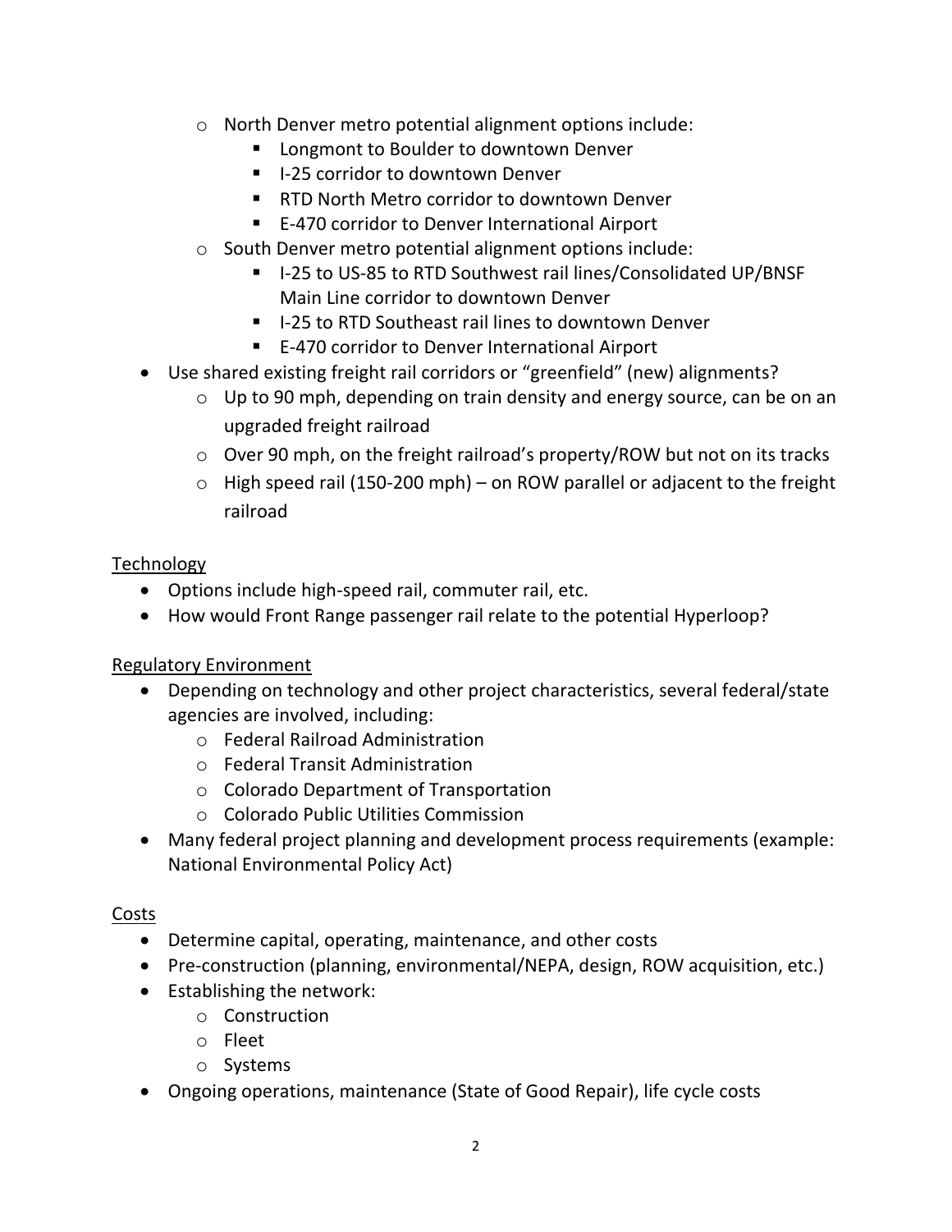- North Denver metro potential alignment options include:
    - Longmont to Boulder to downtown Denver
    - I-25 corridor to downtown Denver
    - RTD North Metro corridor to downtown Denver
    - E-470 corridor to Denver International Airport
  - South Denver metro potential alignment options include:
    - I-25 to US-85 to RTD Southwest rail lines/Consolidated UP/BNSF Main Line corridor to downtown Denver
    - I-25 to RTD Southeast rail lines to downtown Denver
    - E-470 corridor to Denver International Airport
- Use shared existing freight rail corridors or "greenfield" (new) alignments?
  - Up to 90 mph, depending on train density and energy source, can be on an upgraded freight railroad
  - Over 90 mph, on the freight railroad's property/ROW but not on its tracks
  - High speed rail (150-200 mph) – on ROW parallel or adjacent to the freight railroad

<u>Technology</u>

- Options include high-speed rail, commuter rail, etc.
- How would Front Range passenger rail relate to the potential Hyperloop?

<u>Regulatory Environment</u>

- Depending on technology and other project characteristics, several federal/state agencies are involved, including:
  - Federal Railroad Administration
  - Federal Transit Administration
  - Colorado Department of Transportation
  - Colorado Public Utilities Commission
- Many federal project planning and development process requirements (example: National Environmental Policy Act)

<u>Costs</u>

- Determine capital, operating, maintenance, and other costs
- Pre-construction (planning, environmental/NEPA, design, ROW acquisition, etc.)
- Establishing the network:
  - Construction
  - Fleet
  - Systems
- Ongoing operations, maintenance (State of Good Repair), life cycle costs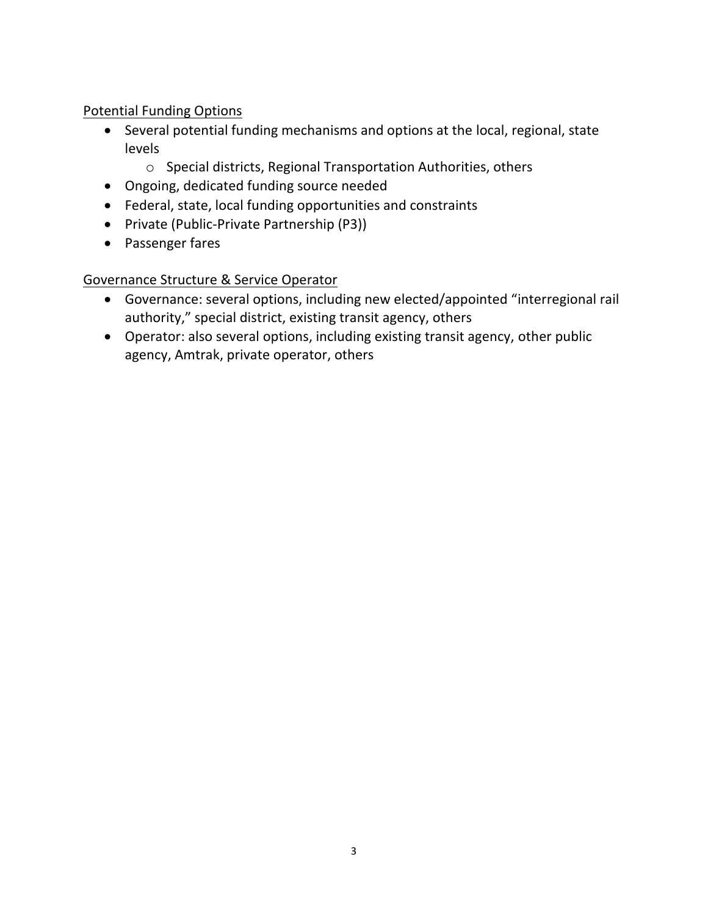Potential Funding Options

- Several potential funding mechanisms and options at the local, regional, state levels
    - Special districts, Regional Transportation Authorities, others
- Ongoing, dedicated funding source needed
- Federal, state, local funding opportunities and constraints
- Private (Public-Private Partnership (P3))
- Passenger fares

Governance Structure & Service Operator

- Governance: several options, including new elected/appointed "interregional rail authority," special district, existing transit agency, others
- Operator: also several options, including existing transit agency, other public agency, Amtrak, private operator, others